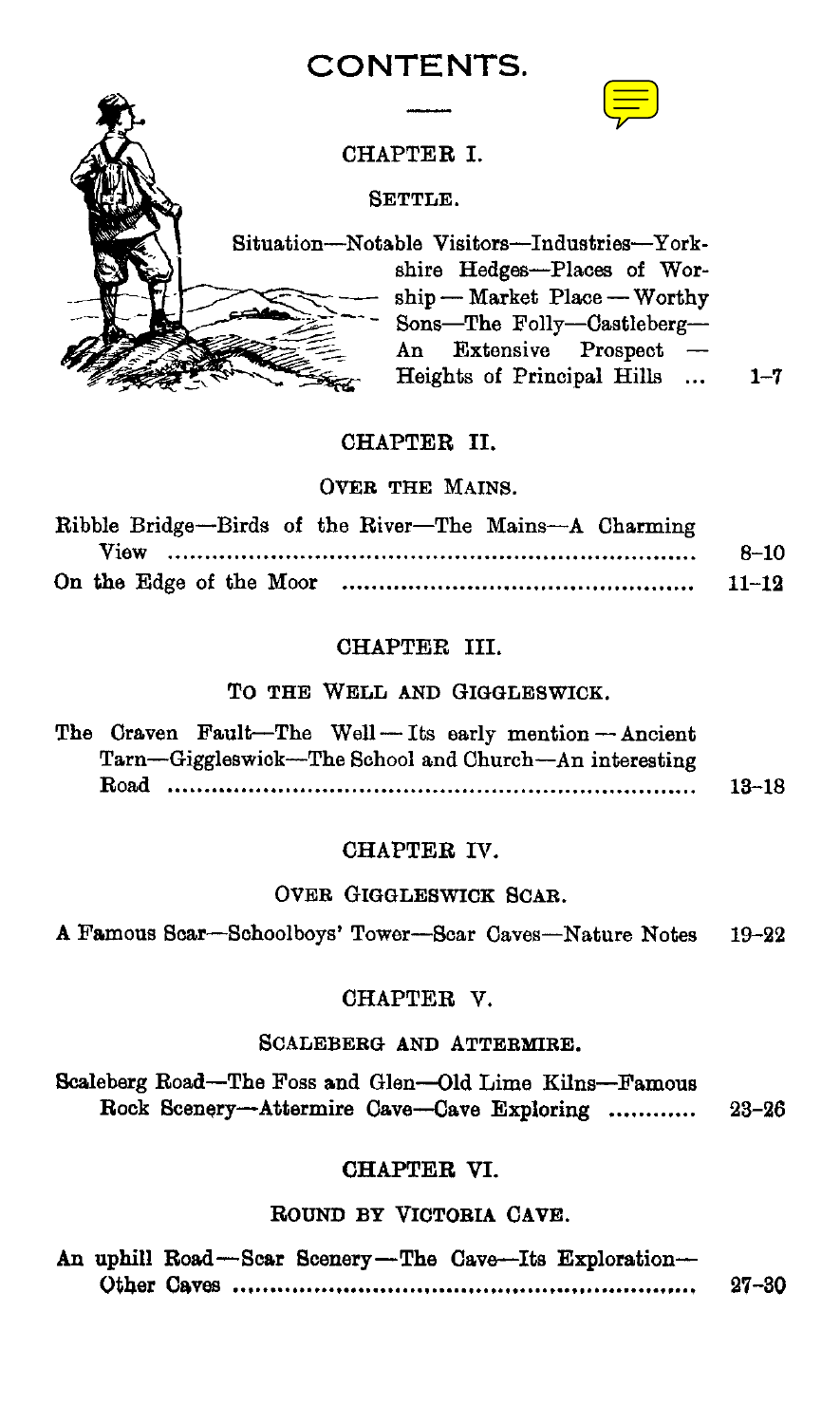# CONTENTS.

## CHAPTER I.

### SETTLE.

Situation—Notable Visitors—Industries—Yorkshire Hedges—Places of Worship — Market Place — Worthy Sons—The Folly—Castleberg—An Extensive Prospect — Heights of Principal Hills ... 1–7

## CHAPTER II.

### OVER THE MAINS.

Ribble Bridge—Birds of the River—The Mains—A Charming View ........ 8–10

On the Edge of the Moor ........ 11–12

## CHAPTER III.

### TO THE WELL AND GIGGLESWICK.

The Craven Fault—The Well — Its early mention — Ancient Tarn—Giggleswick—The School and Church—An interesting Road ........ 13–18

## CHAPTER IV.

### OVER GIGGLESWICK SCAR.

A Famous Scar—Schoolboys' Tower—Scar Caves—Nature Notes 19–22

## CHAPTER V.

### SCALEBERG AND ATTERMIRE.

Scaleberg Road—The Foss and Glen—Old Lime Kilns—Famous Rock Scenery—Attermire Cave—Cave Exploring ........ 23–26

## CHAPTER VI.

### ROUND BY VICTORIA CAVE.

An uphill Road—Scar Scenery—The Cave—Its Exploration—Other Caves ........ 27–30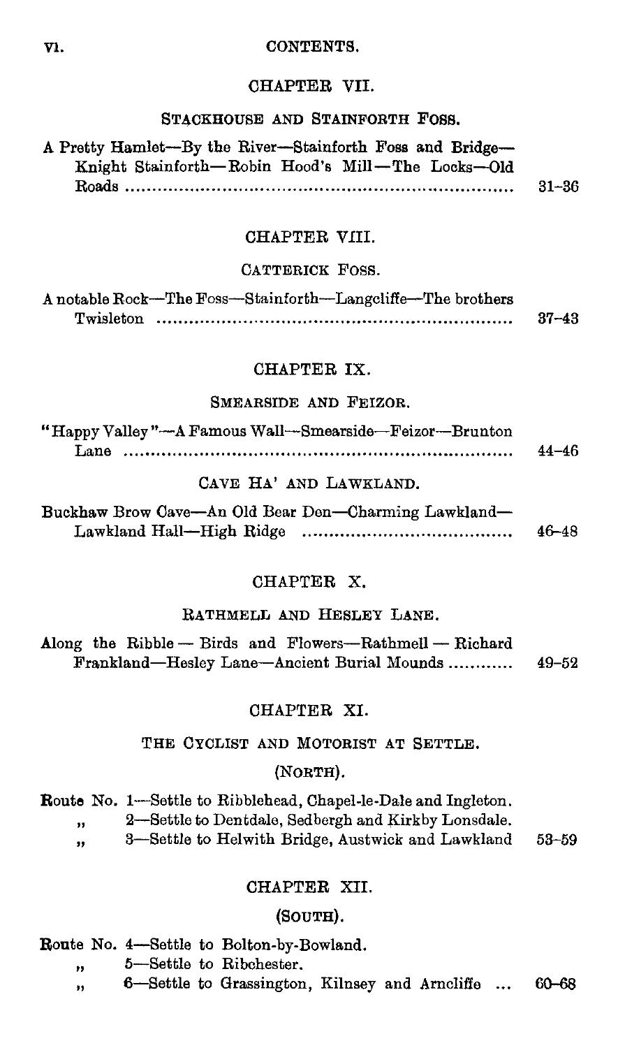## CHAPTER VII.

### STACKHOUSE AND STAINFORTH FOSS.

A Pretty Hamlet—By the River—Stainforth Foss and Bridge—Knight Stainforth—Robin Hood's Mill—The Locks—Old Roads .......... 31–36

## CHAPTER VIII.

### CATTERICK FOSS.

A notable Rock—The Foss—Stainforth—Langcliffe—The brothers Twisleton .......... 37–43

## CHAPTER IX.

### SMEARSIDE AND FEIZOR.

"Happy Valley"—A Famous Wall—Smearside—Feizor—Brunton Lane .......... 44–46

### CAVE HA' AND LAWKLAND.

Buckhaw Brow Cave—An Old Bear Den—Charming Lawkland—Lawkland Hall—High Ridge .......... 46–48

## CHAPTER X.

### RATHMELL AND HESLEY LANE.

Along the Ribble — Birds and Flowers—Rathmell — Richard Frankland—Hesley Lane—Ancient Burial Mounds .......... 49–52

## CHAPTER XI.

### THE CYCLIST AND MOTORIST AT SETTLE.

### (NORTH).

Route No. 1—Settle to Ribblehead, Chapel-le-Dale and Ingleton.
„ 2—Settle to Dentdale, Sedbergh and Kirkby Lonsdale.
„ 3—Settle to Helwith Bridge, Austwick and Lawkland 53–59

## CHAPTER XII.

### (SOUTH).

Route No. 4—Settle to Bolton-by-Bowland.
„ 5—Settle to Ribchester.
„ 6—Settle to Grassington, Kilnsey and Arncliffe ... 60–68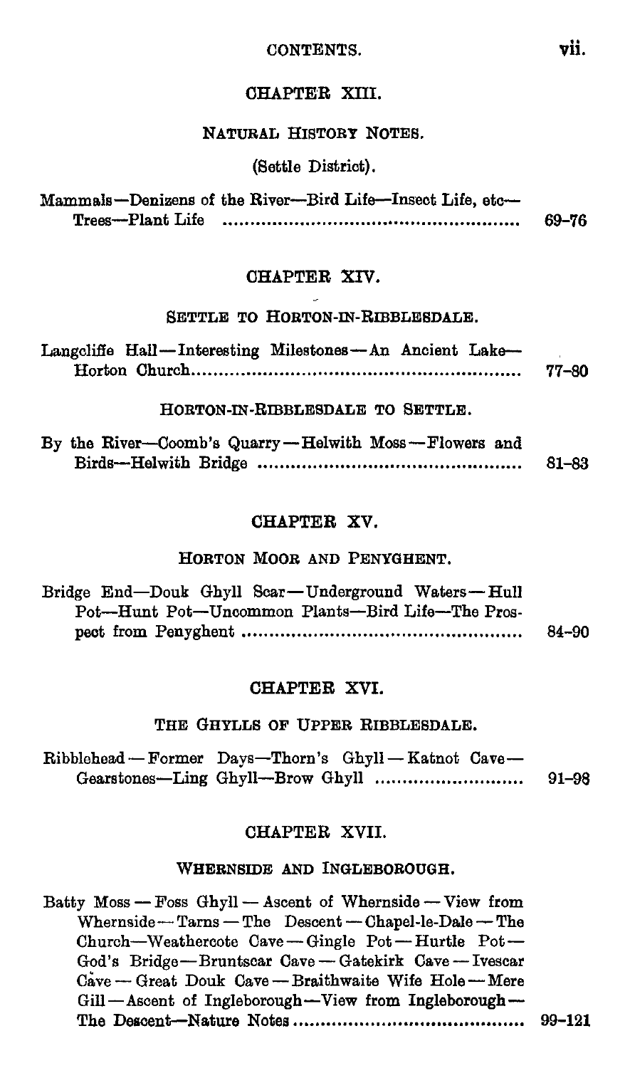## CHAPTER XIII.

### NATURAL HISTORY NOTES.

(Settle District).

Mammals—Denizens of the River—Bird Life—Insect Life, etc—Trees—Plant Life ..................................................... 69–76

## CHAPTER XIV.

### SETTLE TO HORTON-IN-RIBBLESDALE.

Langcliffe Hall—Interesting Milestones—An Ancient Lake—Horton Church.......................................................... 77–80

### HORTON-IN-RIBBLESDALE TO SETTLE.

By the River—Coomb's Quarry—Helwith Moss—Flowers and Birds—Helwith Bridge ............................................... 81–83

## CHAPTER XV.

### HORTON MOOR AND PENYGHENT.

Bridge End—Douk Ghyll Scar—Underground Waters—Hull Pot—Hunt Pot—Uncommon Plants—Bird Life—The Prospect from Penyghent .................................................. 84–90

## CHAPTER XVI.

### THE GHYLLS OF UPPER RIBBLESDALE.

Ribblehead—Former Days—Thorn's Ghyll—Katnot Cave—Gearstones—Ling Ghyll—Brow Ghyll .......................... 91–98

## CHAPTER XVII.

### WHERNSIDE AND INGLEBOROUGH.

Batty Moss—Foss Ghyll—Ascent of Whernside—View from Whernside—Tarns—The Descent—Chapel-le-Dale—The Church—Weathercote Cave—Gingle Pot—Hurtle Pot—God's Bridge—Bruntscar Cave—Gatekirk Cave—Ivescar Cave—Great Douk Cave—Braithwaite Wife Hole—Mere Gill—Ascent of Ingleborough—View from Ingleborough—The Descent—Nature Notes ......................................... 99–121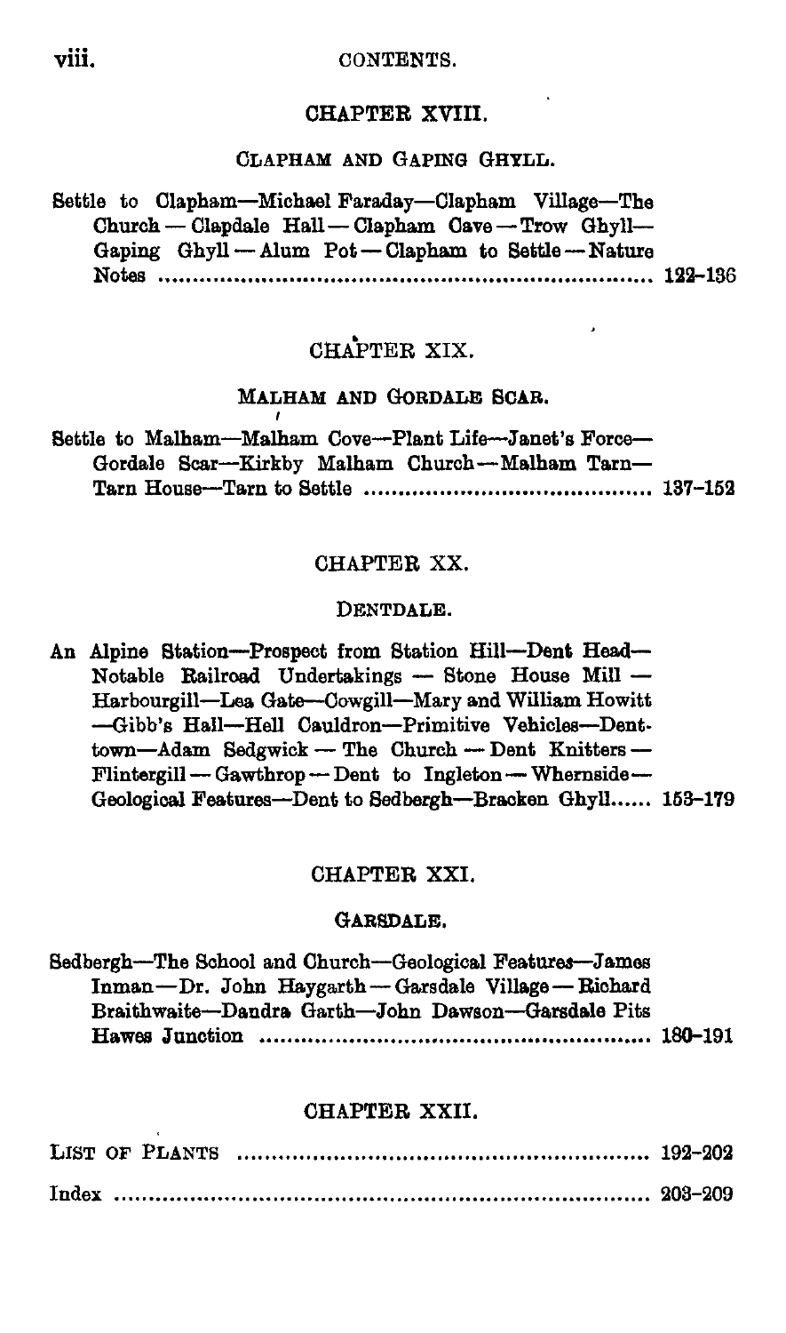## CHAPTER XVIII.

### CLAPHAM AND GAPING GHYLL.

Settle to Clapham—Michael Faraday—Clapham Village—The Church — Clapdale Hall — Clapham Cave — Trow Ghyll—Gaping Ghyll — Alum Pot — Clapham to Settle — Nature Notes .......... 122–136

## CHAPTER XIX.

### MALHAM AND GORDALE SCAR.

Settle to Malham—Malham Cove—Plant Life—Janet's Force—Gordale Scar—Kirkby Malham Church—Malham Tarn—Tarn House—Tarn to Settle .......... 137–152

## CHAPTER XX.

### DENTDALE.

An Alpine Station—Prospect from Station Hill—Dent Head—Notable Railroad Undertakings — Stone House Mill — Harbourgill—Lea Gate—Cowgill—Mary and William Howitt—Gibb's Hall—Hell Cauldron—Primitive Vehicles—Dent-town—Adam Sedgwick — The Church — Dent Knitters — Flintergill — Gawthrop — Dent to Ingleton — Whernside — Geological Features—Dent to Sedbergh—Bracken Ghyll...... 153–179

## CHAPTER XXI.

### GARSDALE.

Sedbergh—The School and Church—Geological Features—James Inman—Dr. John Haygarth — Garsdale Village — Richard Braithwaite—Dandra Garth—John Dawson—Garsdale Pits Hawes Junction .......... 180–191

## CHAPTER XXII.

LIST OF PLANTS .......... 192–202

Index .......... 203–209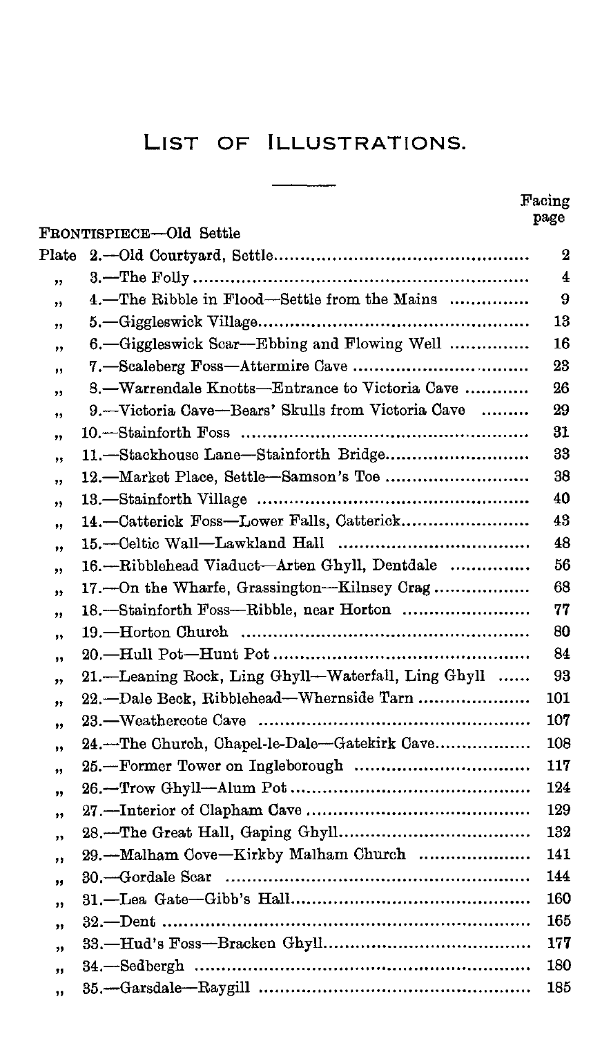# LIST OF ILLUSTRATIONS.

| | | Facing page |
|---|---|---|
| FRONTISPIECE—Old Settle | | |
| Plate | 2.—Old Courtyard, Settle | 2 |
| ,, | 3.—The Folly | 4 |
| ,, | 4.—The Ribble in Flood—Settle from the Mains | 9 |
| ,, | 5.—Giggleswick Village | 13 |
| ,, | 6.—Giggleswick Scar—Ebbing and Flowing Well | 16 |
| ,, | 7.—Scaleberg Foss—Attermire Cave | 23 |
| ,, | 8.—Warrendale Knotts—Entrance to Victoria Cave | 26 |
| ,, | 9.—Victoria Cave—Bears' Skulls from Victoria Cave | 29 |
| ,, | 10.—Stainforth Foss | 31 |
| ,, | 11.—Stackhouse Lane—Stainforth Bridge | 33 |
| ,, | 12.—Market Place, Settle—Samson's Toe | 38 |
| ,, | 13.—Stainforth Village | 40 |
| ,, | 14.—Catterick Foss—Lower Falls, Catterick | 43 |
| ,, | 15.—Celtic Wall—Lawkland Hall | 48 |
| ,, | 16.—Ribblehead Viaduct—Arten Ghyll, Dentdale | 56 |
| ,, | 17.—On the Wharfe, Grassington—Kilnsey Crag | 68 |
| ,, | 18.—Stainforth Foss—Ribble, near Horton | 77 |
| ,, | 19.—Horton Church | 80 |
| ,, | 20.—Hull Pot—Hunt Pot | 84 |
| ,, | 21.—Leaning Rock, Ling Ghyll—Waterfall, Ling Ghyll | 93 |
| ,, | 22.—Dale Beck, Ribblehead—Whernside Tarn | 101 |
| ,, | 23.—Weathercote Cave | 107 |
| ,, | 24.—The Church, Chapel-le-Dale—Gatekirk Cave | 108 |
| ,, | 25.—Former Tower on Ingleborough | 117 |
| ,, | 26.—Trow Ghyll—Alum Pot | 124 |
| ,, | 27.—Interior of Clapham Cave | 129 |
| ,, | 28.—The Great Hall, Gaping Ghyll | 132 |
| ,, | 29.—Malham Cove—Kirkby Malham Church | 141 |
| ,, | 30.—Gordale Scar | 144 |
| ,, | 31.—Lea Gate—Gibb's Hall | 160 |
| ,, | 32.—Dent | 165 |
| ,, | 33.—Hud's Foss—Bracken Ghyll | 177 |
| ,, | 34.—Sedbergh | 180 |
| ,, | 35.—Garsdale—Raygill | 185 |